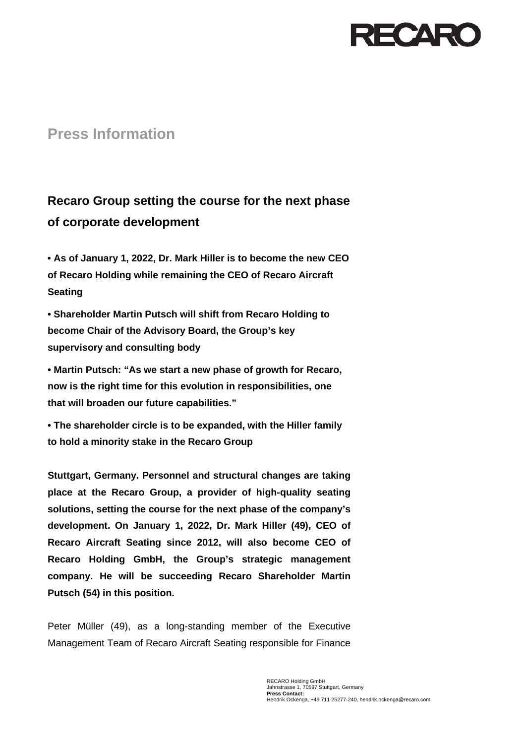RECARO

## Press Information

# Recaro Group setting the course for the next phase of corporate development

- **As of January 1, 2022, Dr. Mark Hiller is to become the new CEO of Recaro Holding while remaining the CEO of Recaro Aircraft Seating**
- **Shareholder Martin Putsch will shift from Recaro Holding to become Chair of the Advisory Board, the Group's key supervisory and consulting body**
- **Martin Putsch: "As we start a new phase of growth for Recaro, now is the right time for this evolution in responsibilities, one that will broaden our future capabilities."**
- **The shareholder circle is to be expanded, with the Hiller family to hold a minority stake in the Recaro Group**

**Stuttgart, Germany. Personnel and structural changes are taking place at the Recaro Group, a provider of high-quality seating solutions, setting the course for the next phase of the company's development. On January 1, 2022, Dr. Mark Hiller (49), CEO of Recaro Aircraft Seating since 2012, will also become CEO of Recaro Holding GmbH, the Group's strategic management company. He will be succeeding Recaro Shareholder Martin Putsch (54) in this position.**

Peter Müller (49), as a long-standing member of the Executive Management Team of Recaro Aircraft Seating responsible for Finance

RECARO Holding GmbH
Jahnstrasse 1, 70597 Stuttgart, Germany
**Press Contact:**
Hendrik Ockenga, +49 711 25277-240, hendrik.ockenga@recaro.com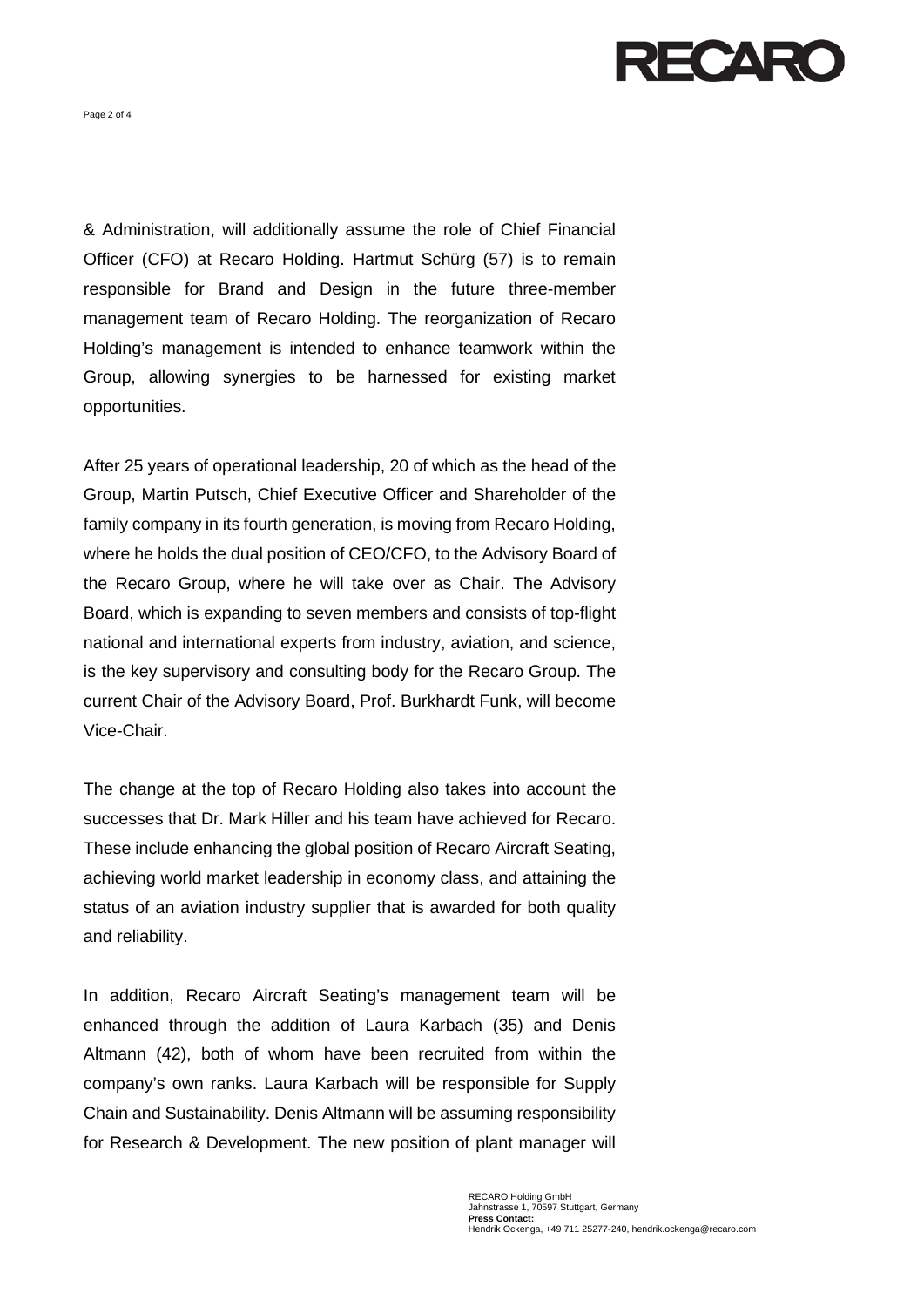& Administration, will additionally assume the role of Chief Financial Officer (CFO) at Recaro Holding. Hartmut Schürg (57) is to remain responsible for Brand and Design in the future three-member management team of Recaro Holding. The reorganization of Recaro Holding's management is intended to enhance teamwork within the Group, allowing synergies to be harnessed for existing market opportunities.

After 25 years of operational leadership, 20 of which as the head of the Group, Martin Putsch, Chief Executive Officer and Shareholder of the family company in its fourth generation, is moving from Recaro Holding, where he holds the dual position of CEO/CFO, to the Advisory Board of the Recaro Group, where he will take over as Chair. The Advisory Board, which is expanding to seven members and consists of top-flight national and international experts from industry, aviation, and science, is the key supervisory and consulting body for the Recaro Group. The current Chair of the Advisory Board, Prof. Burkhardt Funk, will become Vice-Chair.

The change at the top of Recaro Holding also takes into account the successes that Dr. Mark Hiller and his team have achieved for Recaro. These include enhancing the global position of Recaro Aircraft Seating, achieving world market leadership in economy class, and attaining the status of an aviation industry supplier that is awarded for both quality and reliability.

In addition, Recaro Aircraft Seating's management team will be enhanced through the addition of Laura Karbach (35) and Denis Altmann (42), both of whom have been recruited from within the company's own ranks. Laura Karbach will be responsible for Supply Chain and Sustainability. Denis Altmann will be assuming responsibility for Research & Development. The new position of plant manager will

RECARO Holding GmbH
Jahnstrasse 1, 70597 Stuttgart, Germany
**Press Contact:**
Hendrik Ockenga, +49 711 25277-240, hendrik.ockenga@recaro.com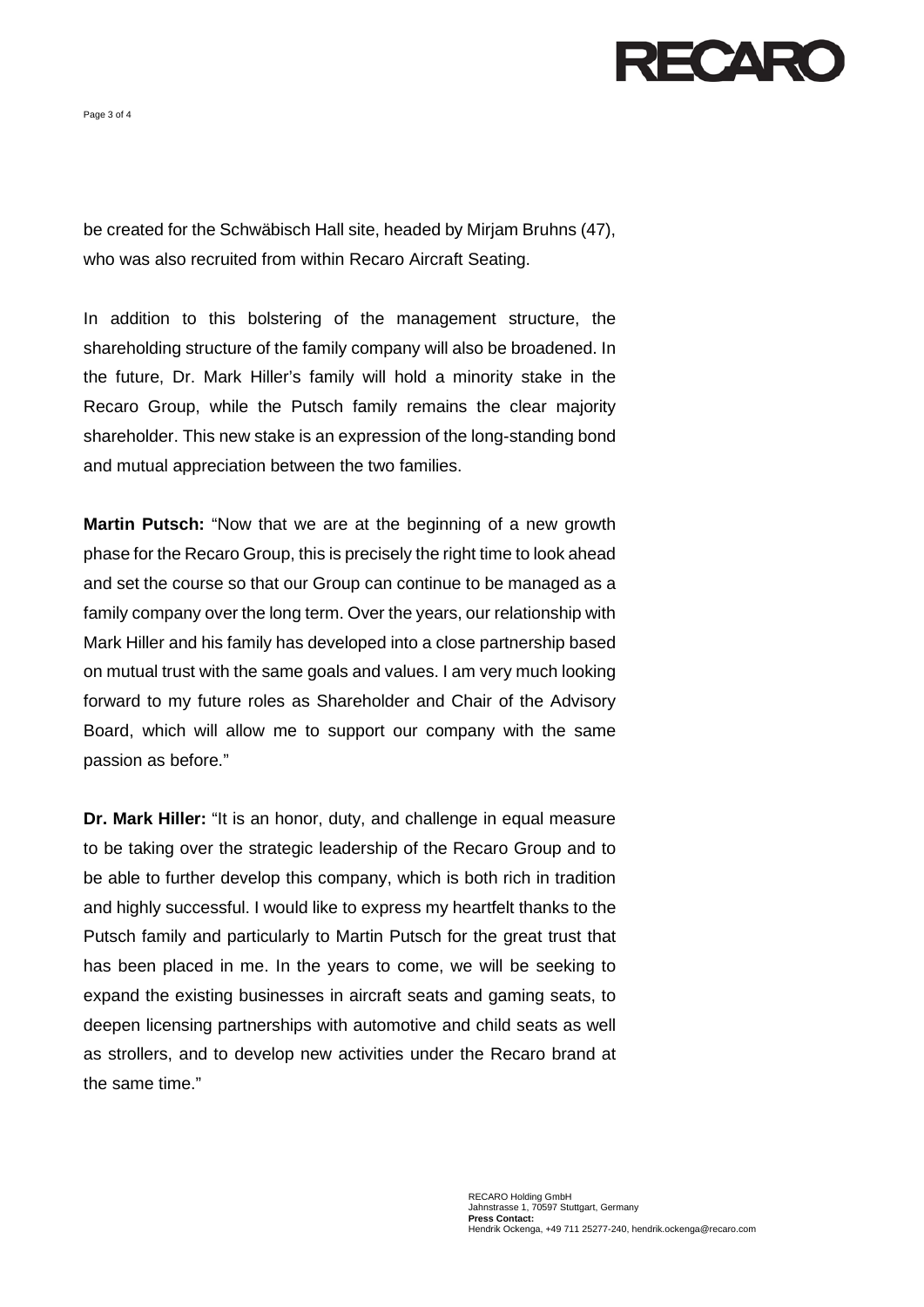be created for the Schwäbisch Hall site, headed by Mirjam Bruhns (47), who was also recruited from within Recaro Aircraft Seating.

In addition to this bolstering of the management structure, the shareholding structure of the family company will also be broadened. In the future, Dr. Mark Hiller's family will hold a minority stake in the Recaro Group, while the Putsch family remains the clear majority shareholder. This new stake is an expression of the long-standing bond and mutual appreciation between the two families.

**Martin Putsch:** "Now that we are at the beginning of a new growth phase for the Recaro Group, this is precisely the right time to look ahead and set the course so that our Group can continue to be managed as a family company over the long term. Over the years, our relationship with Mark Hiller and his family has developed into a close partnership based on mutual trust with the same goals and values. I am very much looking forward to my future roles as Shareholder and Chair of the Advisory Board, which will allow me to support our company with the same passion as before."

**Dr. Mark Hiller:** "It is an honor, duty, and challenge in equal measure to be taking over the strategic leadership of the Recaro Group and to be able to further develop this company, which is both rich in tradition and highly successful. I would like to express my heartfelt thanks to the Putsch family and particularly to Martin Putsch for the great trust that has been placed in me. In the years to come, we will be seeking to expand the existing businesses in aircraft seats and gaming seats, to deepen licensing partnerships with automotive and child seats as well as strollers, and to develop new activities under the Recaro brand at the same time."

RECARO Holding GmbH
Jahnstrasse 1, 70597 Stuttgart, Germany
**Press Contact:**
Hendrik Ockenga, +49 711 25277-240, hendrik.ockenga@recaro.com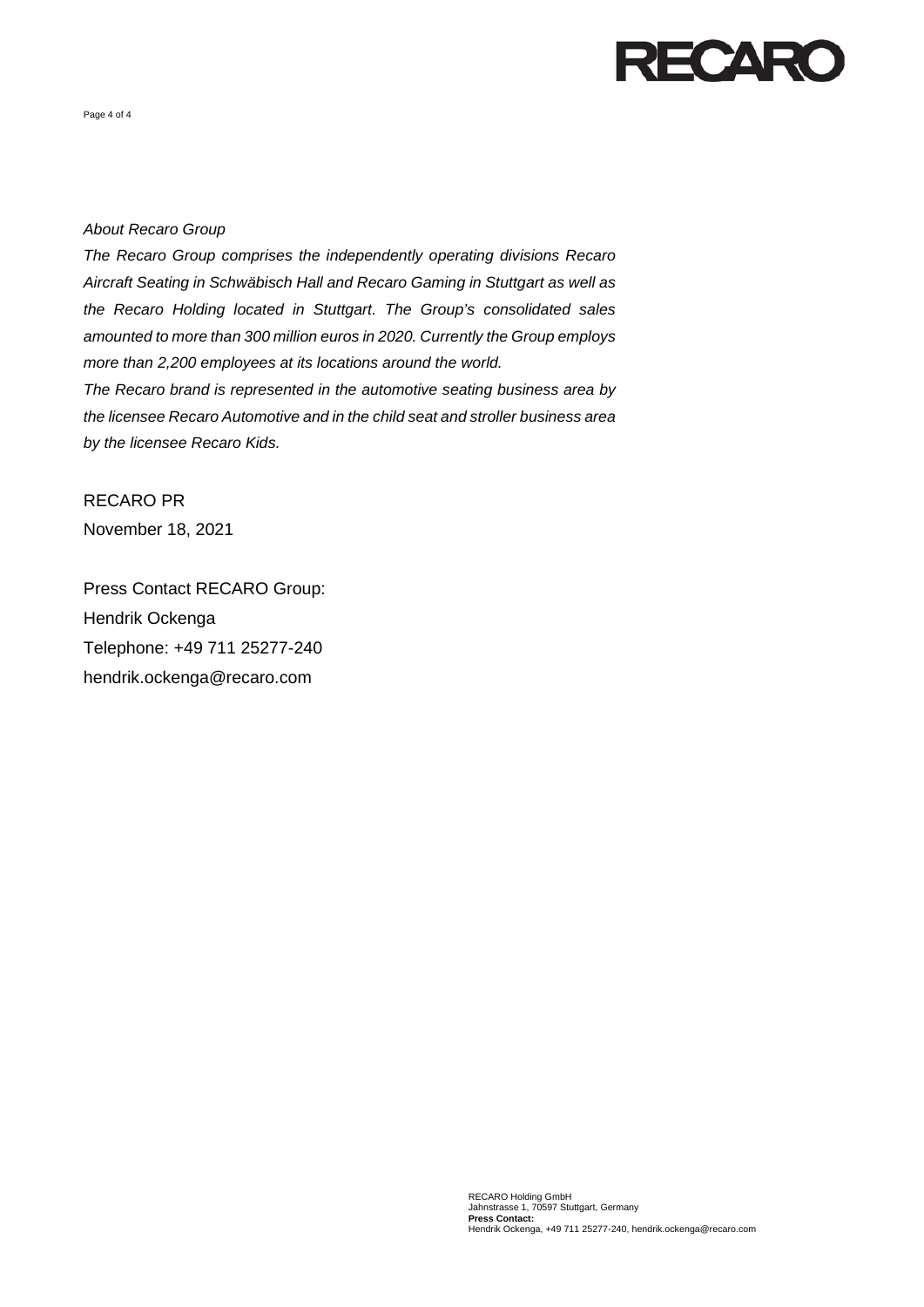*About Recaro Group*

*The Recaro Group comprises the independently operating divisions Recaro Aircraft Seating in Schwäbisch Hall and Recaro Gaming in Stuttgart as well as the Recaro Holding located in Stuttgart. The Group's consolidated sales amounted to more than 300 million euros in 2020. Currently the Group employs more than 2,200 employees at its locations around the world.*

*The Recaro brand is represented in the automotive seating business area by the licensee Recaro Automotive and in the child seat and stroller business area by the licensee Recaro Kids.*

RECARO PR
November 18, 2021

Press Contact RECARO Group:
Hendrik Ockenga
Telephone: +49 711 25277-240
hendrik.ockenga@recaro.com

RECARO Holding GmbH
Jahnstrasse 1, 70597 Stuttgart, Germany
**Press Contact:**
Hendrik Ockenga, +49 711 25277-240, hendrik.ockenga@recaro.com